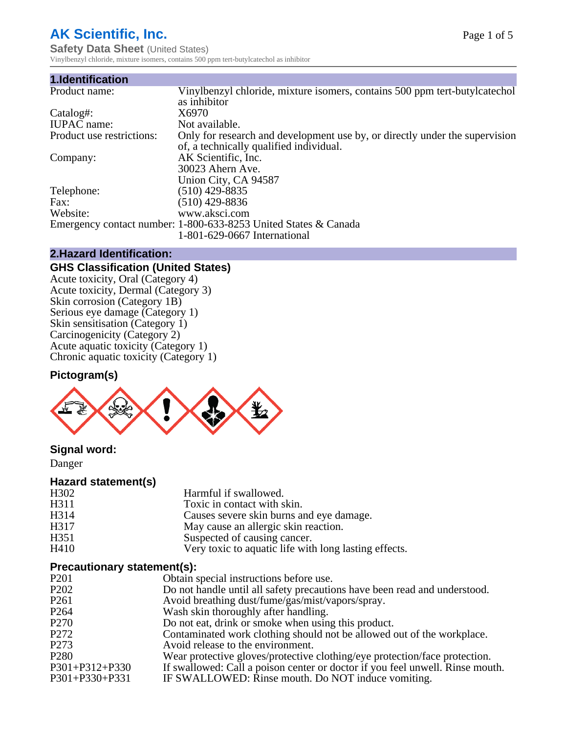# AK Scientific, Inc.

**Safety Data Sheet** (United States)

Vinylbenzyl chloride, mixture isomers, contains 500 ppm tert-butylcatechol as inhibitor

## 1.Identification

| | |
|---|---|
| Product name: | Vinylbenzyl chloride, mixture isomers, contains 500 ppm tert-butylcatechol as inhibitor |
| Catalog#: | X6970 |
| IUPAC name: | Not available. |
| Product use restrictions: | Only for research and development use by, or directly under the supervision of, a technically qualified individual. |
| Company: | AK Scientific, Inc.<br>30023 Ahern Ave.<br>Union City, CA 94587 |
| Telephone: | (510) 429-8835 |
| Fax: | (510) 429-8836 |
| Website: | www.aksci.com |
| Emergency contact number: | 1-800-633-8253 United States & Canada<br>1-801-629-0667 International |

## 2.Hazard Identification:

### GHS Classification (United States)

Acute toxicity, Oral (Category 4)
Acute toxicity, Dermal (Category 3)
Skin corrosion (Category 1B)
Serious eye damage (Category 1)
Skin sensitisation (Category 1)
Carcinogenicity (Category 2)
Acute aquatic toxicity (Category 1)
Chronic aquatic toxicity (Category 1)

### Pictogram(s)

### Signal word:

Danger

### Hazard statement(s)

| | |
|---|---|
| H302 | Harmful if swallowed. |
| H311 | Toxic in contact with skin. |
| H314 | Causes severe skin burns and eye damage. |
| H317 | May cause an allergic skin reaction. |
| H351 | Suspected of causing cancer. |
| H410 | Very toxic to aquatic life with long lasting effects. |

### Precautionary statement(s):

| | |
|---|---|
| P201 | Obtain special instructions before use. |
| P202 | Do not handle until all safety precautions have been read and understood. |
| P261 | Avoid breathing dust/fume/gas/mist/vapors/spray. |
| P264 | Wash skin thoroughly after handling. |
| P270 | Do not eat, drink or smoke when using this product. |
| P272 | Contaminated work clothing should not be allowed out of the workplace. |
| P273 | Avoid release to the environment. |
| P280 | Wear protective gloves/protective clothing/eye protection/face protection. |
| P301+P312+P330 | If swallowed: Call a poison center or doctor if you feel unwell. Rinse mouth. |
| P301+P330+P331 | IF SWALLOWED: Rinse mouth. Do NOT induce vomiting. |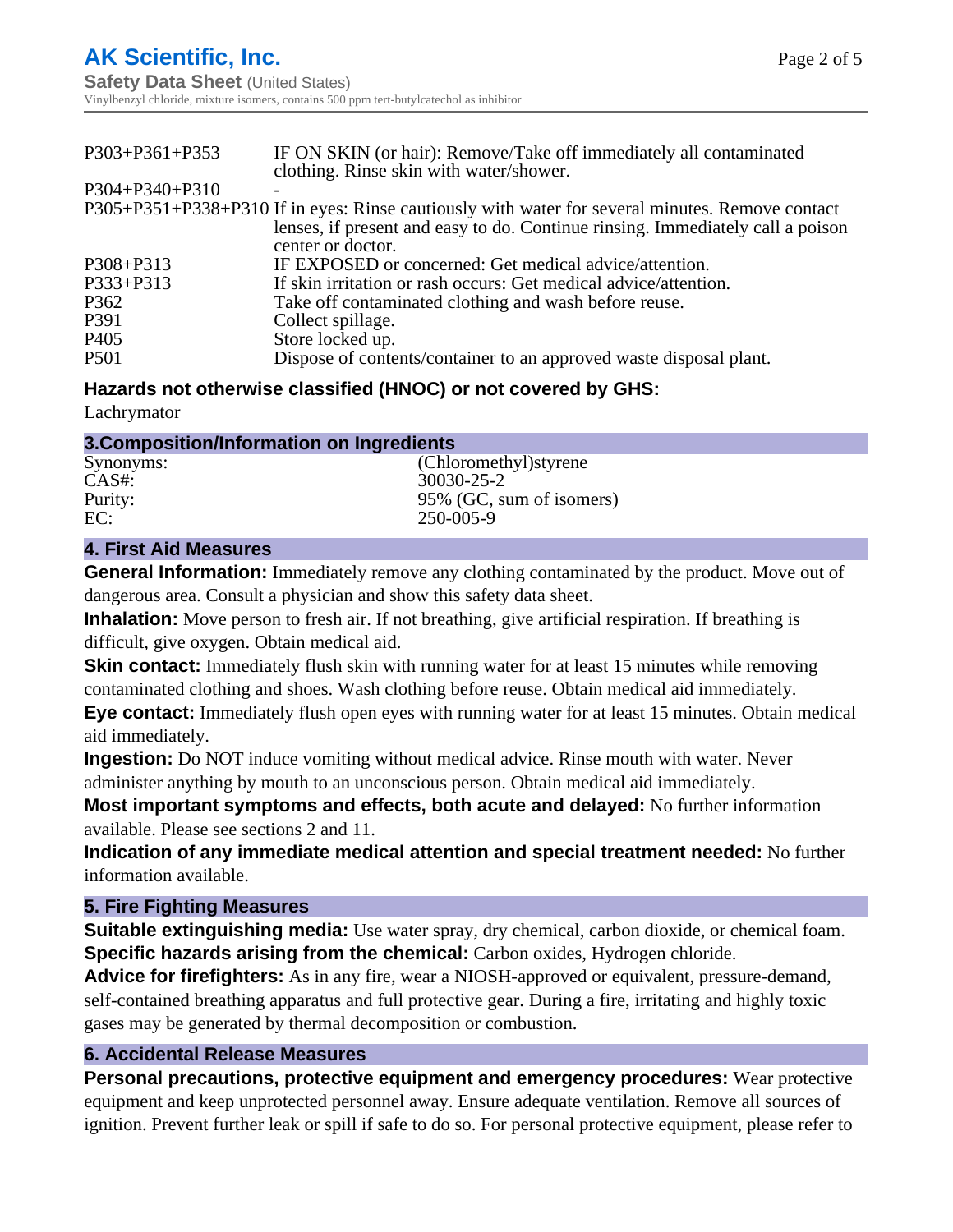| | |
|---|---|
| P303+P361+P353 | IF ON SKIN (or hair): Remove/Take off immediately all contaminated clothing. Rinse skin with water/shower. |
| P304+P340+P310 | - |
| P305+P351+P338+P310 | If in eyes: Rinse cautiously with water for several minutes. Remove contact lenses, if present and easy to do. Continue rinsing. Immediately call a poison center or doctor. |
| P308+P313 | IF EXPOSED or concerned: Get medical advice/attention. |
| P333+P313 | If skin irritation or rash occurs: Get medical advice/attention. |
| P362 | Take off contaminated clothing and wash before reuse. |
| P391 | Collect spillage. |
| P405 | Store locked up. |
| P501 | Dispose of contents/container to an approved waste disposal plant. |

### Hazards not otherwise classified (HNOC) or not covered by GHS:

Lachrymator

## 3.Composition/Information on Ingredients

| | |
|---|---|
| Synonyms: | (Chloromethyl)styrene |
| CAS#: | 30030-25-2 |
| Purity: | 95% (GC, sum of isomers) |
| EC: | 250-005-9 |

## 4. First Aid Measures

**General Information:** Immediately remove any clothing contaminated by the product. Move out of dangerous area. Consult a physician and show this safety data sheet.

**Inhalation:** Move person to fresh air. If not breathing, give artificial respiration. If breathing is difficult, give oxygen. Obtain medical aid.

**Skin contact:** Immediately flush skin with running water for at least 15 minutes while removing contaminated clothing and shoes. Wash clothing before reuse. Obtain medical aid immediately.

**Eye contact:** Immediately flush open eyes with running water for at least 15 minutes. Obtain medical aid immediately.

**Ingestion:** Do NOT induce vomiting without medical advice. Rinse mouth with water. Never administer anything by mouth to an unconscious person. Obtain medical aid immediately.

**Most important symptoms and effects, both acute and delayed:** No further information available. Please see sections 2 and 11.

**Indication of any immediate medical attention and special treatment needed:** No further information available.

## 5. Fire Fighting Measures

**Suitable extinguishing media:** Use water spray, dry chemical, carbon dioxide, or chemical foam.

**Specific hazards arising from the chemical:** Carbon oxides, Hydrogen chloride.

**Advice for firefighters:** As in any fire, wear a NIOSH-approved or equivalent, pressure-demand, self-contained breathing apparatus and full protective gear. During a fire, irritating and highly toxic gases may be generated by thermal decomposition or combustion.

## 6. Accidental Release Measures

**Personal precautions, protective equipment and emergency procedures:** Wear protective equipment and keep unprotected personnel away. Ensure adequate ventilation. Remove all sources of ignition. Prevent further leak or spill if safe to do so. For personal protective equipment, please refer to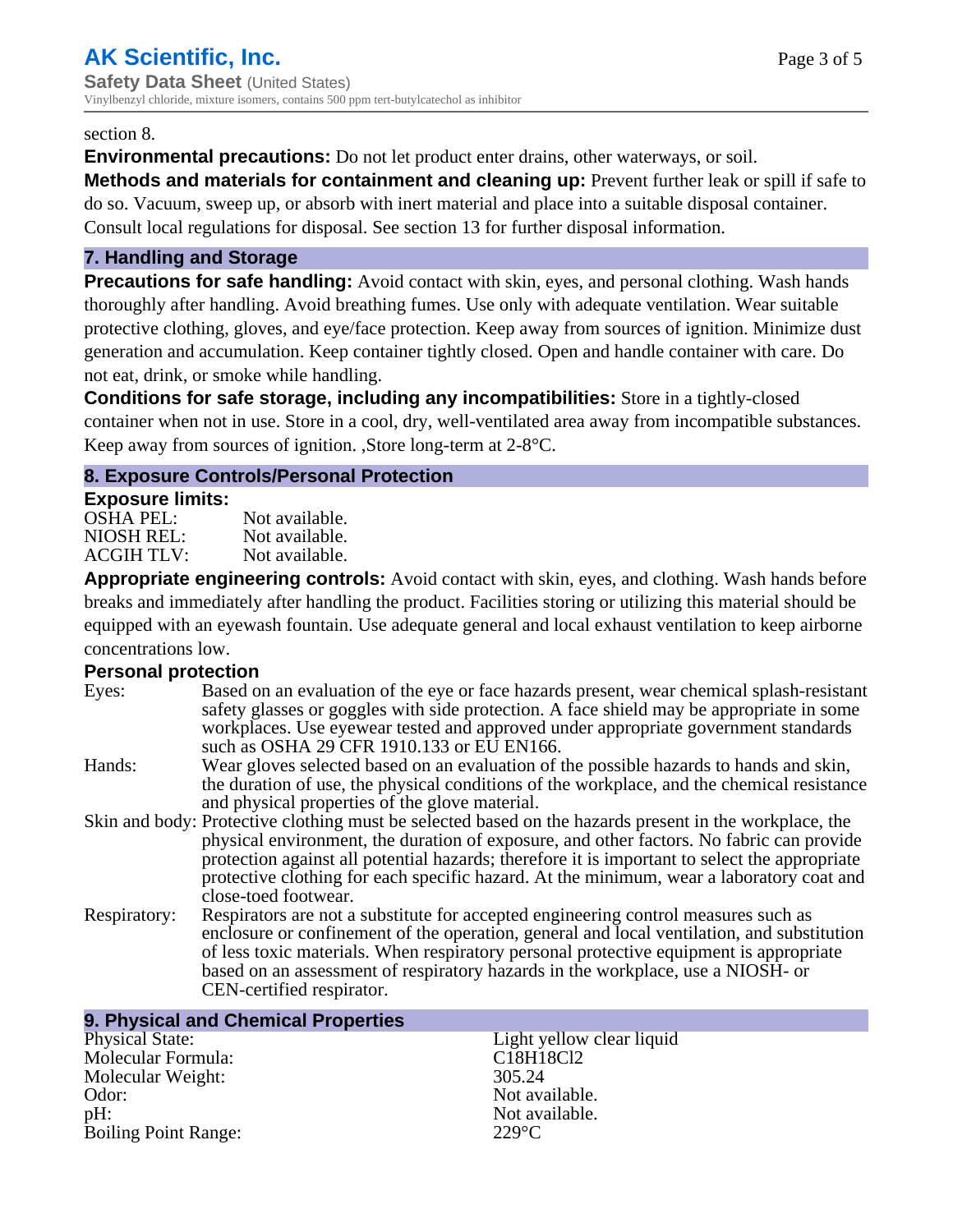section 8.

**Environmental precautions:** Do not let product enter drains, other waterways, or soil.

**Methods and materials for containment and cleaning up:** Prevent further leak or spill if safe to do so. Vacuum, sweep up, or absorb with inert material and place into a suitable disposal container. Consult local regulations for disposal. See section 13 for further disposal information.

## 7. Handling and Storage

**Precautions for safe handling:** Avoid contact with skin, eyes, and personal clothing. Wash hands thoroughly after handling. Avoid breathing fumes. Use only with adequate ventilation. Wear suitable protective clothing, gloves, and eye/face protection. Keep away from sources of ignition. Minimize dust generation and accumulation. Keep container tightly closed. Open and handle container with care. Do not eat, drink, or smoke while handling.

**Conditions for safe storage, including any incompatibilities:** Store in a tightly-closed container when not in use. Store in a cool, dry, well-ventilated area away from incompatible substances. Keep away from sources of ignition. ,Store long-term at 2-8°C.

## 8. Exposure Controls/Personal Protection

### Exposure limits:

| | |
|---|---|
| OSHA PEL: | Not available. |
| NIOSH REL: | Not available. |
| ACGIH TLV: | Not available. |

**Appropriate engineering controls:** Avoid contact with skin, eyes, and clothing. Wash hands before breaks and immediately after handling the product. Facilities storing or utilizing this material should be equipped with an eyewash fountain. Use adequate general and local exhaust ventilation to keep airborne concentrations low.

### Personal protection

| | |
|---|---|
| Eyes: | Based on an evaluation of the eye or face hazards present, wear chemical splash-resistant safety glasses or goggles with side protection. A face shield may be appropriate in some workplaces. Use eyewear tested and approved under appropriate government standards such as OSHA 29 CFR 1910.133 or EU EN166. |
| Hands: | Wear gloves selected based on an evaluation of the possible hazards to hands and skin, the duration of use, the physical conditions of the workplace, and the chemical resistance and physical properties of the glove material. |
| Skin and body: | Protective clothing must be selected based on the hazards present in the workplace, the physical environment, the duration of exposure, and other factors. No fabric can provide protection against all potential hazards; therefore it is important to select the appropriate protective clothing for each specific hazard. At the minimum, wear a laboratory coat and close-toed footwear. |
| Respiratory: | Respirators are not a substitute for accepted engineering control measures such as enclosure or confinement of the operation, general and local ventilation, and substitution of less toxic materials. When respiratory personal protective equipment is appropriate based on an assessment of respiratory hazards in the workplace, use a NIOSH- or CEN-certified respirator. |

## 9. Physical and Chemical Properties

| | |
|---|---|
| Physical State: | Light yellow clear liquid |
| Molecular Formula: | $C_{18}H_{18}Cl_2$ |
| Molecular Weight: | 305.24 |
| Odor: | Not available. |
| pH: | Not available. |
| Boiling Point Range: | 229°C |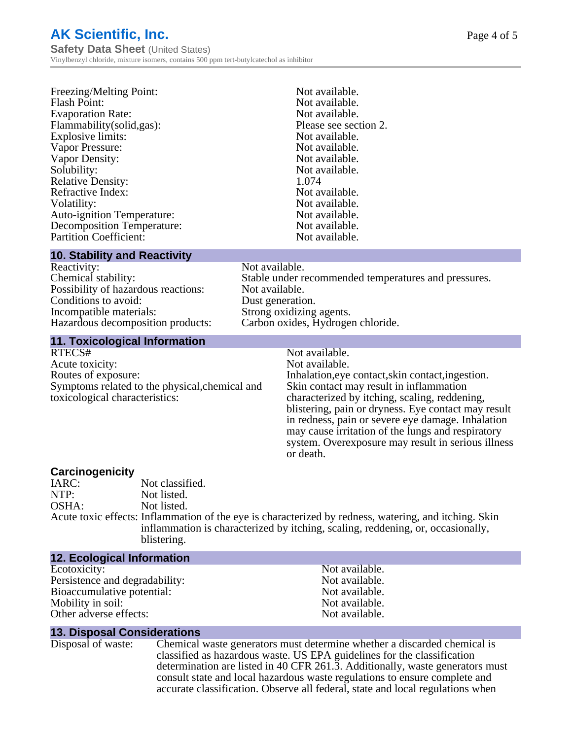| | |
|---|---|
| Freezing/Melting Point: | Not available. |
| Flash Point: | Not available. |
| Evaporation Rate: | Not available. |
| Flammability(solid,gas): | Please see section 2. |
| Explosive limits: | Not available. |
| Vapor Pressure: | Not available. |
| Vapor Density: | Not available. |
| Solubility: | Not available. |
| Relative Density: | 1.074 |
| Refractive Index: | Not available. |
| Volatility: | Not available. |
| Auto-ignition Temperature: | Not available. |
| Decomposition Temperature: | Not available. |
| Partition Coefficient: | Not available. |

## 10. Stability and Reactivity

| | |
|---|---|
| Reactivity: | Not available. |
| Chemical stability: | Stable under recommended temperatures and pressures. |
| Possibility of hazardous reactions: | Not available. |
| Conditions to avoid: | Dust generation. |
| Incompatible materials: | Strong oxidizing agents. |
| Hazardous decomposition products: | Carbon oxides, Hydrogen chloride. |

## 11. Toxicological Information

| | |
|---|---|
| RTECS# | Not available. |
| Acute toxicity: | Not available. |
| Routes of exposure: | Inhalation,eye contact,skin contact,ingestion. |
| Symptoms related to the physical,chemical and toxicological characteristics: | Skin contact may result in inflammation characterized by itching, scaling, reddening, blistering, pain or dryness. Eye contact may result in redness, pain or severe eye damage. Inhalation may cause irritation of the lungs and respiratory system. Overexposure may result in serious illness or death. |

### Carcinogenicity

| | |
|---|---|
| IARC: | Not classified. |
| NTP: | Not listed. |
| OSHA: | Not listed. |
| Acute toxic effects: | Inflammation of the eye is characterized by redness, watering, and itching. Skin inflammation is characterized by itching, scaling, reddening, or, occasionally, blistering. |

## 12. Ecological Information

| | |
|---|---|
| Ecotoxicity: | Not available. |
| Persistence and degradability: | Not available. |
| Bioaccumulative potential: | Not available. |
| Mobility in soil: | Not available. |
| Other adverse effects: | Not available. |

## 13. Disposal Considerations

Disposal of waste: Chemical waste generators must determine whether a discarded chemical is classified as hazardous waste. US EPA guidelines for the classification determination are listed in 40 CFR 261.3. Additionally, waste generators must consult state and local hazardous waste regulations to ensure complete and accurate classification. Observe all federal, state and local regulations when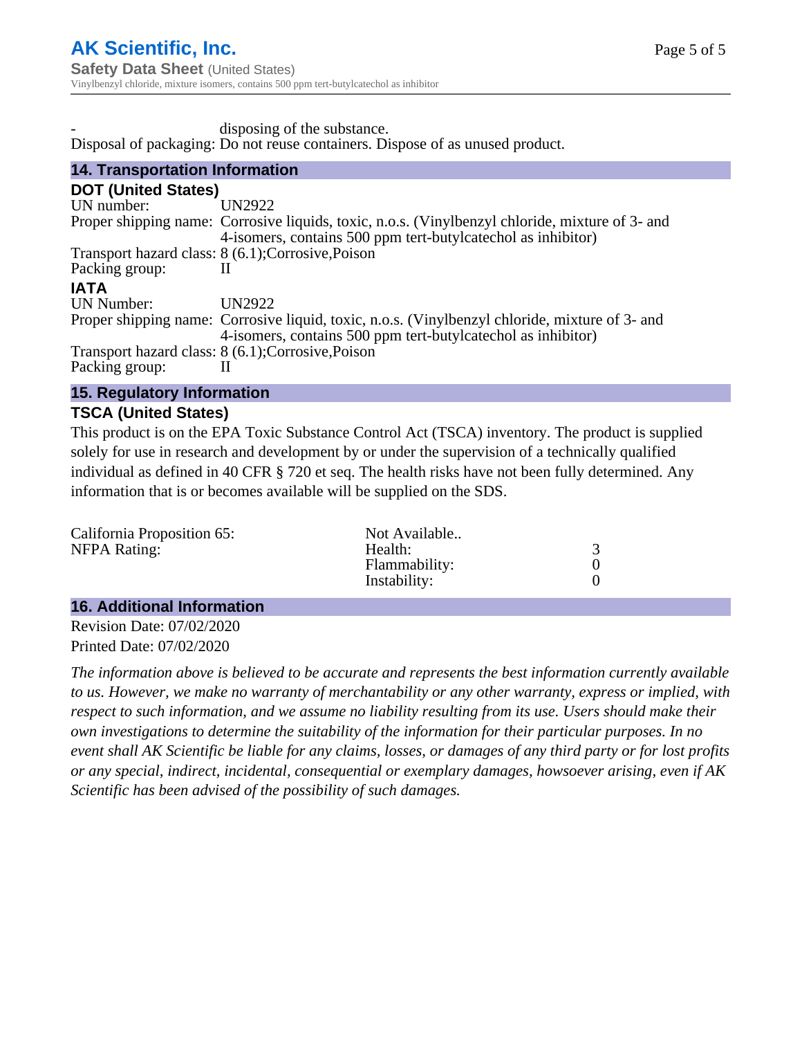\- disposing of the substance.

Disposal of packaging: Do not reuse containers. Dispose of as unused product.

## 14. Transportation Information

### DOT (United States)

UN number: UN2922

Proper shipping name: Corrosive liquids, toxic, n.o.s. (Vinylbenzyl chloride, mixture of 3- and 4-isomers, contains 500 ppm tert-butylcatechol as inhibitor)

Transport hazard class: 8 (6.1);Corrosive,Poison

Packing group: II

### IATA

UN Number: UN2922

Proper shipping name: Corrosive liquid, toxic, n.o.s. (Vinylbenzyl chloride, mixture of 3- and 4-isomers, contains 500 ppm tert-butylcatechol as inhibitor)

Transport hazard class: 8 (6.1);Corrosive,Poison

Packing group: II

## 15. Regulatory Information

### TSCA (United States)

This product is on the EPA Toxic Substance Control Act (TSCA) inventory. The product is supplied solely for use in research and development by or under the supervision of a technically qualified individual as defined in 40 CFR § 720 et seq. The health risks have not been fully determined. Any information that is or becomes available will be supplied on the SDS.

| | | |
|---|---|---|
| California Proposition 65: | Not Available.. | |
| NFPA Rating: | Health: | 3 |
| | Flammability: | 0 |
| | Instability: | 0 |

## 16. Additional Information

Revision Date: 07/02/2020

Printed Date: 07/02/2020

*The information above is believed to be accurate and represents the best information currently available to us. However, we make no warranty of merchantability or any other warranty, express or implied, with respect to such information, and we assume no liability resulting from its use. Users should make their own investigations to determine the suitability of the information for their particular purposes. In no event shall AK Scientific be liable for any claims, losses, or damages of any third party or for lost profits or any special, indirect, incidental, consequential or exemplary damages, howsoever arising, even if AK Scientific has been advised of the possibility of such damages.*